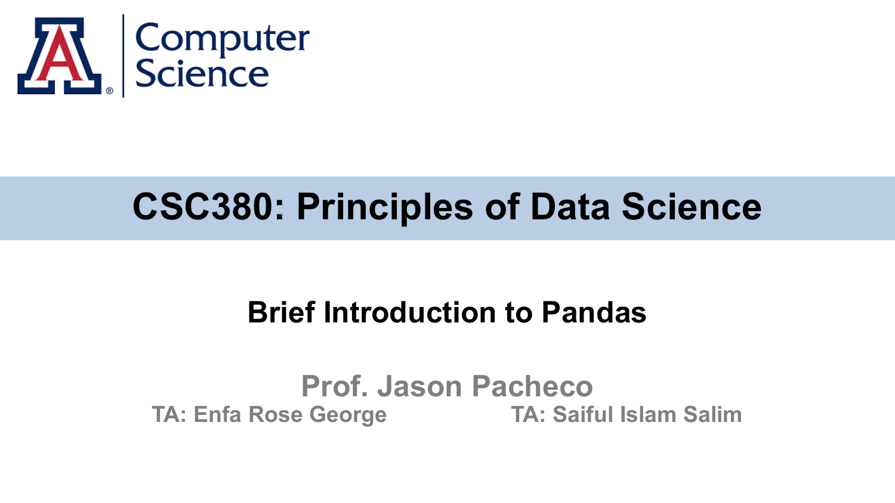Computer Science

# CSC380: Principles of Data Science

## Brief Introduction to Pandas

**Prof. Jason Pacheco**

**TA: Enfa Rose George**

**TA: Saiful Islam Salim**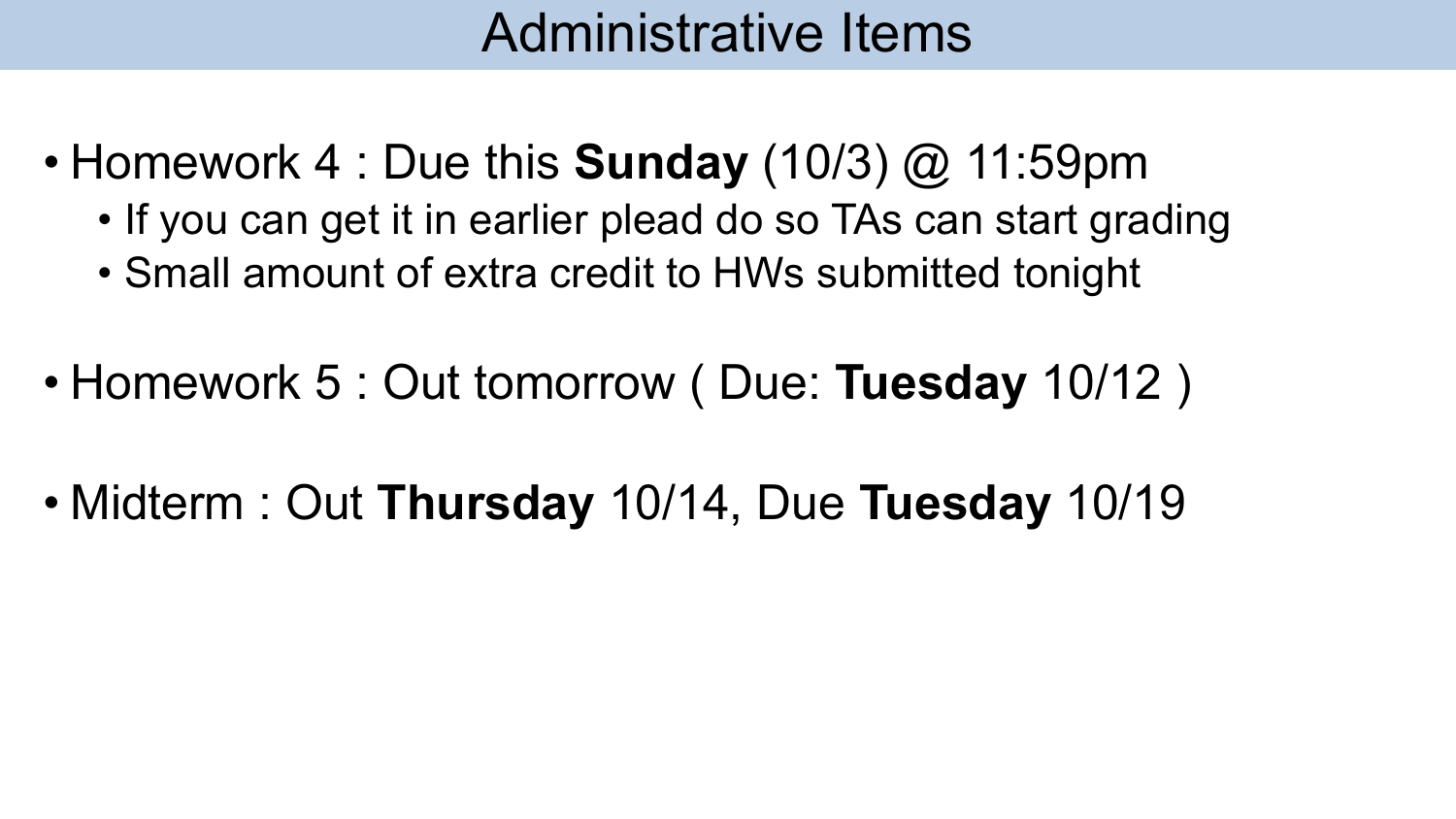# Administrative Items

- Homework 4 : Due this **Sunday** (10/3) @ 11:59pm
  - If you can get it in earlier plead do so TAs can start grading
  - Small amount of extra credit to HWs submitted tonight

- Homework 5 : Out tomorrow ( Due: **Tuesday** 10/12 )

- Midterm : Out **Thursday** 10/14, Due **Tuesday** 10/19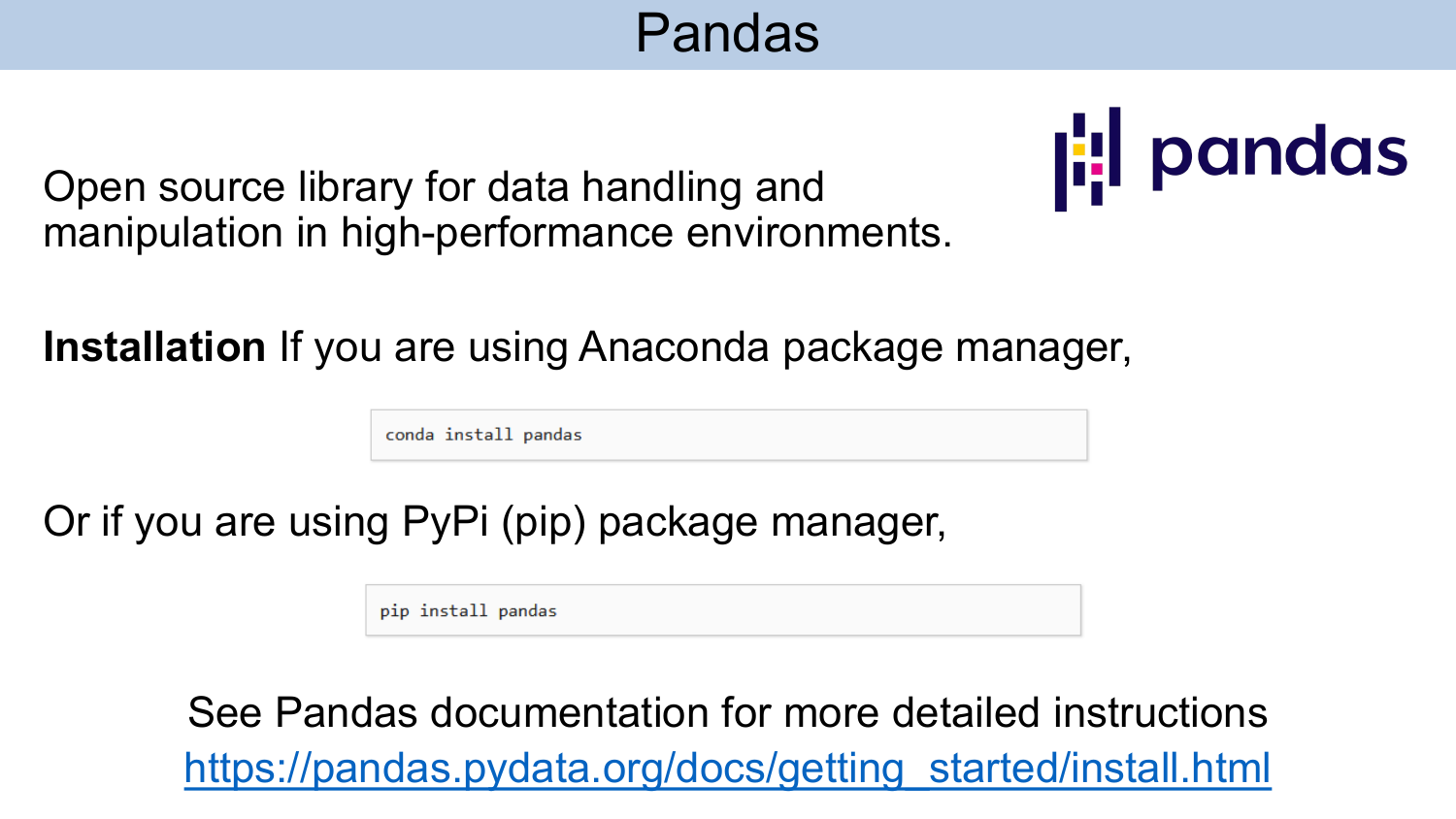# Pandas

Open source library for data handling and manipulation in high-performance environments.

**Installation** If you are using Anaconda package manager,

```
conda install pandas
```

Or if you are using PyPi (pip) package manager,

```
pip install pandas
```

See Pandas documentation for more detailed instructions
https://pandas.pydata.org/docs/getting_started/install.html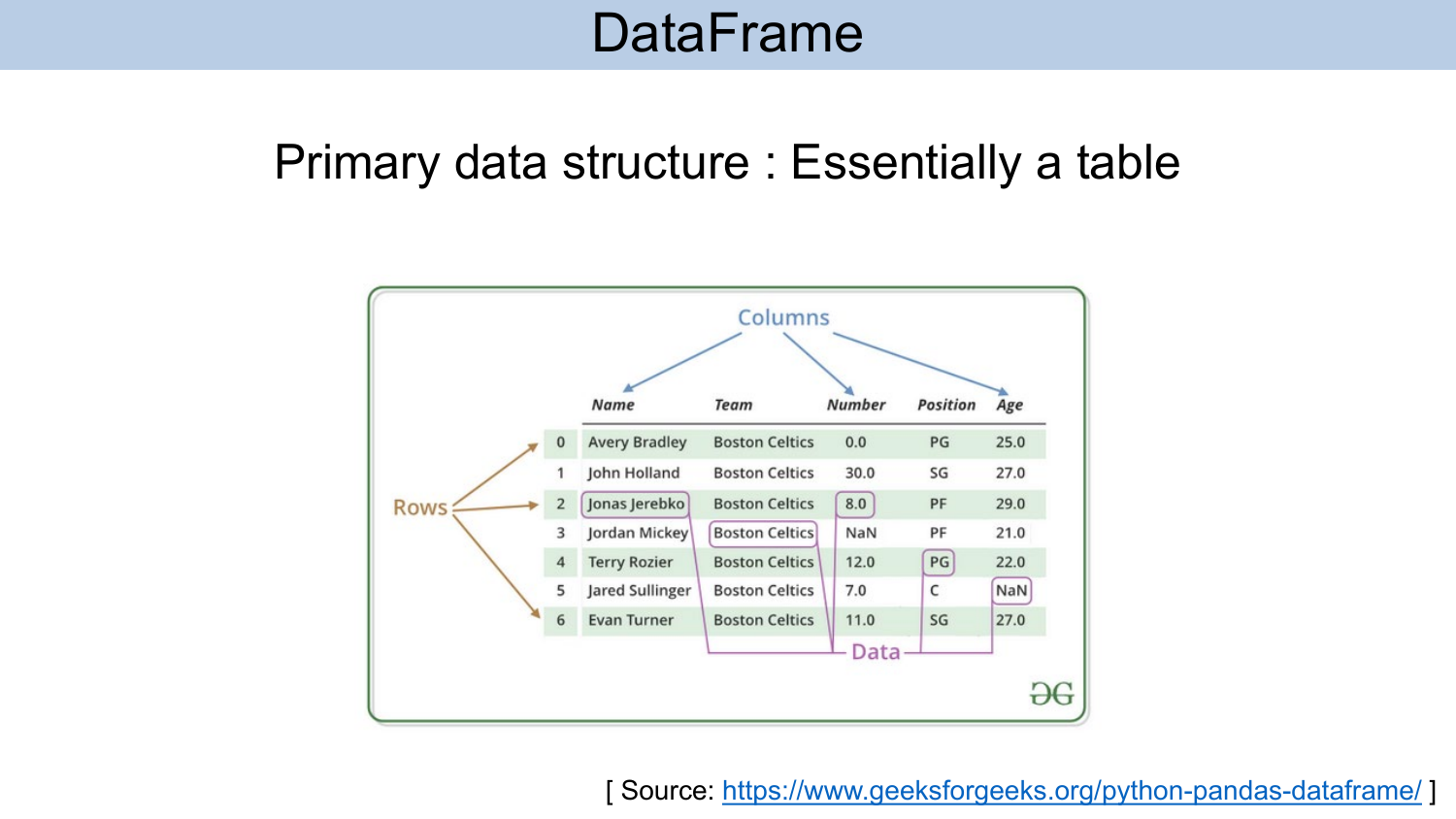# DataFrame

Primary data structure : Essentially a table

Columns

| | Name | Team | Number | Position | Age |
|---|---|---|---|---|---|
| 0 | Avery Bradley | Boston Celtics | 0.0 | PG | 25.0 |
| 1 | John Holland | Boston Celtics | 30.0 | SG | 27.0 |
| 2 | Jonas Jerebko | Boston Celtics | 8.0 | PF | 29.0 |
| 3 | Jordan Mickey | Boston Celtics | NaN | PF | 21.0 |
| 4 | Terry Rozier | Boston Celtics | 12.0 | PG | 22.0 |
| 5 | Jared Sullinger | Boston Celtics | 7.0 | C | NaN |
| 6 | Evan Turner | Boston Celtics | 11.0 | SG | 27.0 |

Rows

Data

[ Source: https://www.geeksforgeeks.org/python-pandas-dataframe/ ]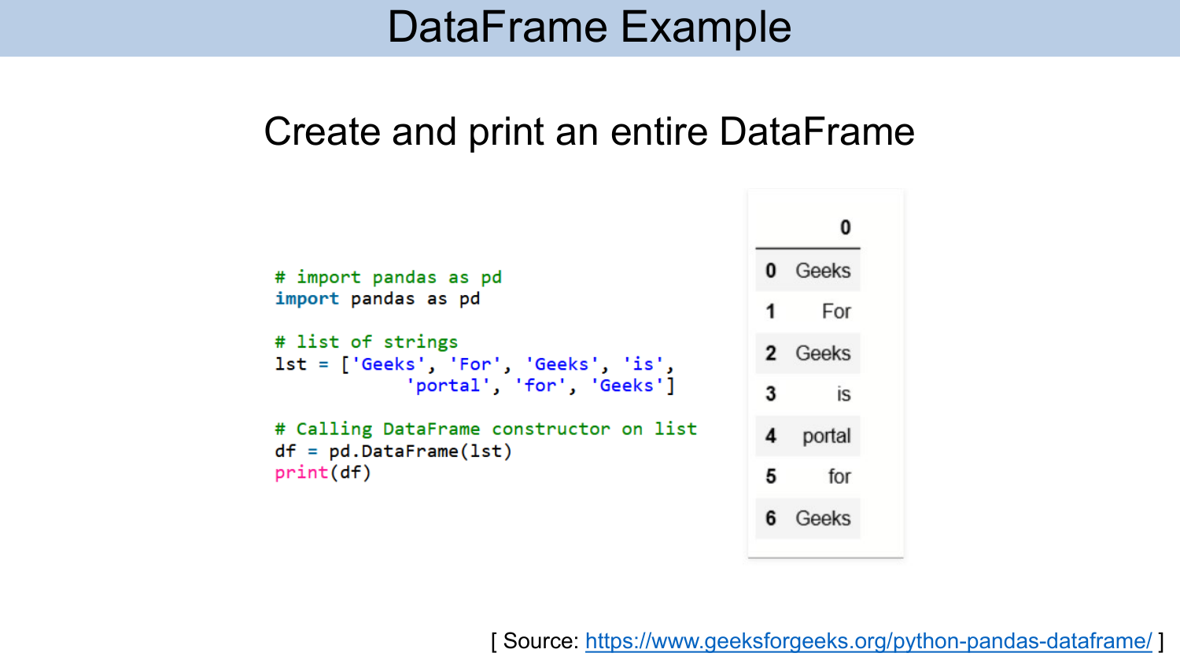# DataFrame Example

## Create and print an entire DataFrame

```python
# import pandas as pd
import pandas as pd

# list of strings
lst = ['Geeks', 'For', 'Geeks', 'is',
            'portal', 'for', 'Geeks']

# Calling DataFrame constructor on list
df = pd.DataFrame(lst)
print(df)
```

|   | 0 |
|---|---|
| 0 | Geeks |
| 1 | For |
| 2 | Geeks |
| 3 | is |
| 4 | portal |
| 5 | for |
| 6 | Geeks |

[ Source: https://www.geeksforgeeks.org/python-pandas-dataframe/ ]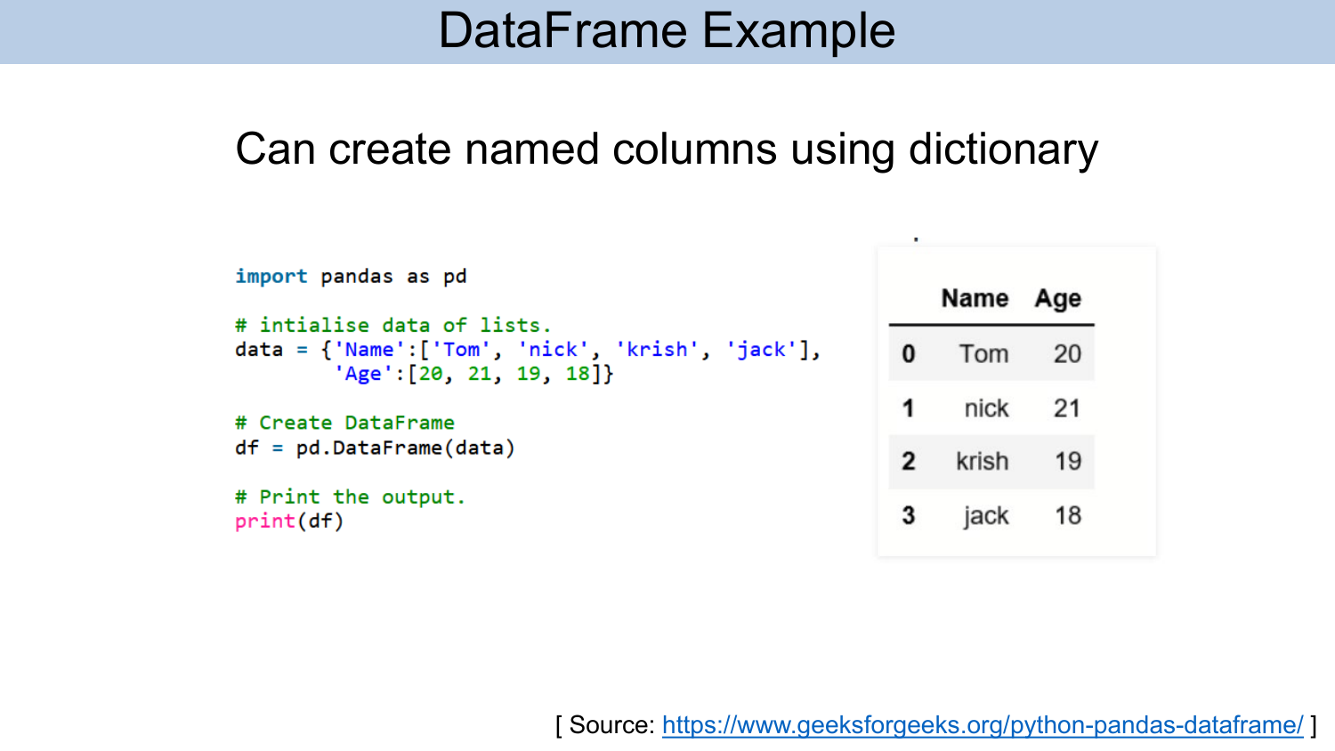# DataFrame Example

Can create named columns using dictionary

```
import pandas as pd

# intialise data of lists.
data = {'Name':['Tom', 'nick', 'krish', 'jack'],
        'Age':[20, 21, 19, 18]}

# Create DataFrame
df = pd.DataFrame(data)

# Print the output.
print(df)
```

|   | Name | Age |
|---|---|---|
| **0** | Tom | 20 |
| **1** | nick | 21 |
| **2** | krish | 19 |
| **3** | jack | 18 |

[ Source: https://www.geeksforgeeks.org/python-pandas-dataframe/ ]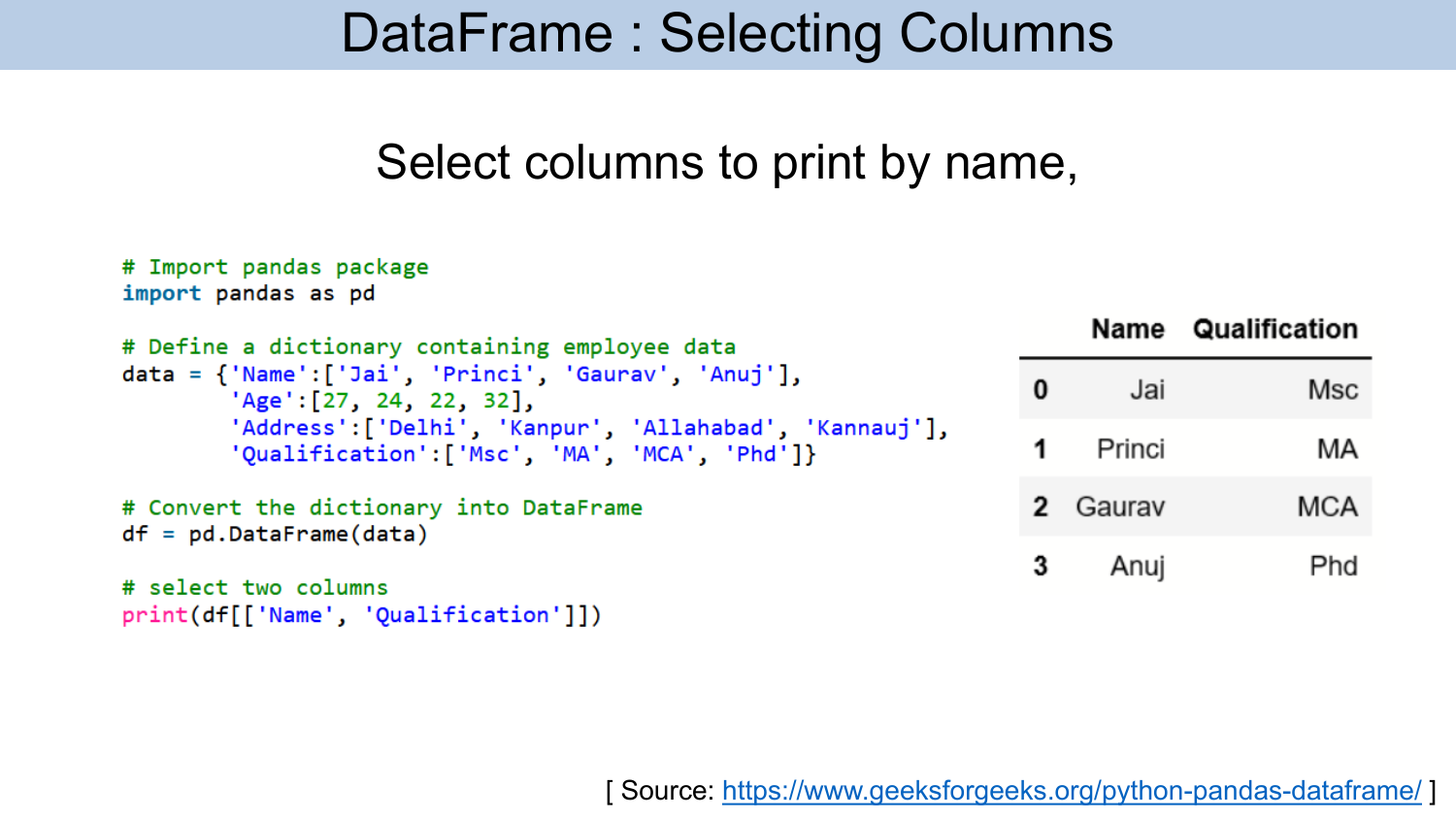# DataFrame : Selecting Columns

Select columns to print by name,

```python
# Import pandas package
import pandas as pd

# Define a dictionary containing employee data
data = {'Name':['Jai', 'Princi', 'Gaurav', 'Anuj'],
        'Age':[27, 24, 22, 32],
        'Address':['Delhi', 'Kanpur', 'Allahabad', 'Kannauj'],
        'Qualification':['Msc', 'MA', 'MCA', 'Phd']}

# Convert the dictionary into DataFrame
df = pd.DataFrame(data)

# select two columns
print(df[['Name', 'Qualification']])
```

| | Name | Qualification |
|---|---|---|
| **0** | Jai | Msc |
| **1** | Princi | MA |
| **2** | Gaurav | MCA |
| **3** | Anuj | Phd |

[ Source: https://www.geeksforgeeks.org/python-pandas-dataframe/ ]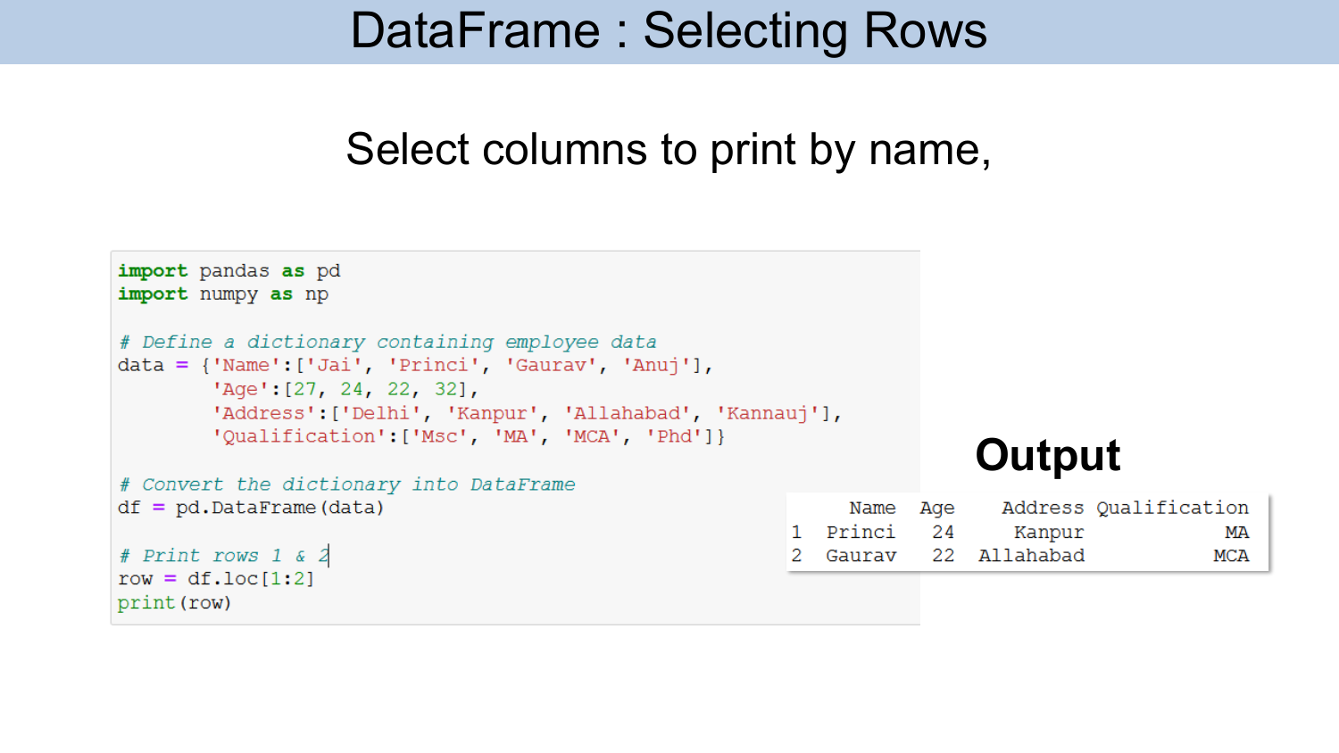# DataFrame : Selecting Rows

Select columns to print by name,

```python
import pandas as pd
import numpy as np

# Define a dictionary containing employee data
data = {'Name':['Jai', 'Princi', 'Gaurav', 'Anuj'],
        'Age':[27, 24, 22, 32],
        'Address':['Delhi', 'Kanpur', 'Allahabad', 'Kannauj'],
        'Qualification':['Msc', 'MA', 'MCA', 'Phd']}

# Convert the dictionary into DataFrame
df = pd.DataFrame(data)

# Print rows 1 & 2
row = df.loc[1:2]
print(row)
```

## Output

```
     Name  Age    Address Qualification
1  Princi   24     Kanpur            MA
2  Gaurav   22  Allahabad           MCA
```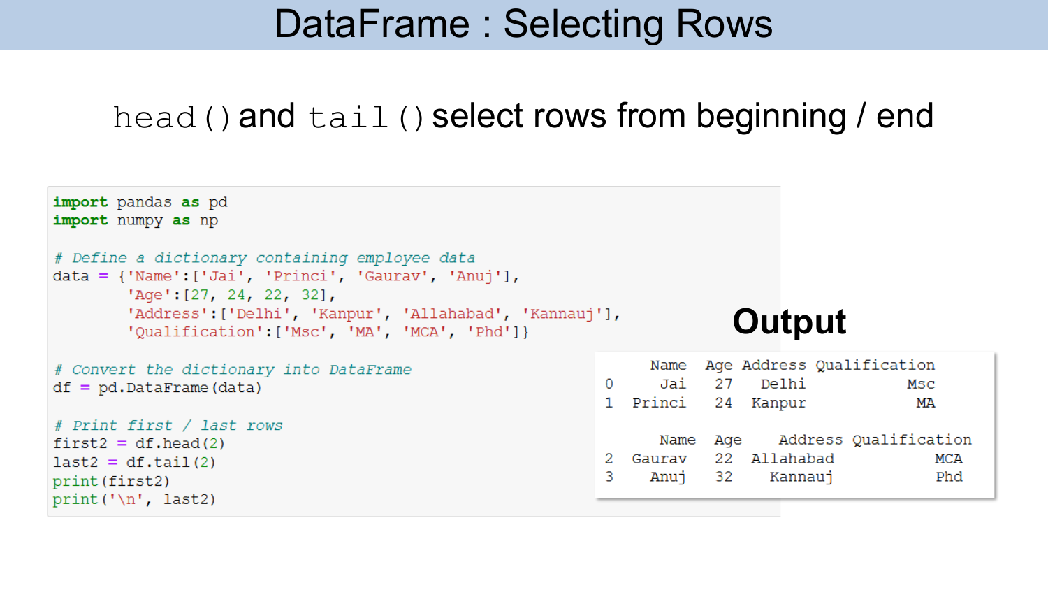# DataFrame : Selecting Rows

`head()` and `tail()` select rows from beginning / end

```python
import pandas as pd
import numpy as np

# Define a dictionary containing employee data
data = {'Name':['Jai', 'Princi', 'Gaurav', 'Anuj'],
        'Age':[27, 24, 22, 32],
        'Address':['Delhi', 'Kanpur', 'Allahabad', 'Kannauj'],
        'Qualification':['Msc', 'MA', 'MCA', 'Phd']}

# Convert the dictionary into DataFrame
df = pd.DataFrame(data)

# Print first / last rows
first2 = df.head(2)
last2 = df.tail(2)
print(first2)
print('\n', last2)
```

**Output**

```
     Name  Age Address Qualification
0     Jai   27   Delhi           Msc
1  Princi   24  Kanpur            MA

     Name  Age    Address Qualification
2  Gaurav   22  Allahabad           MCA
3    Anuj   32    Kannauj           Phd
```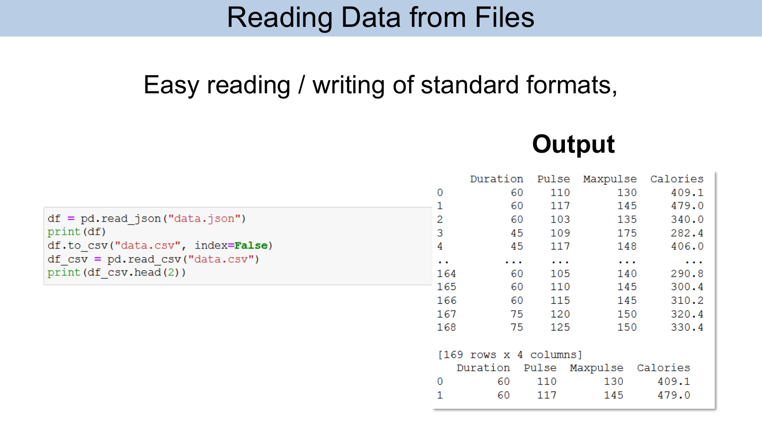# Reading Data from Files

Easy reading / writing of standard formats,

```python
df = pd.read_json("data.json")
print(df)
df.to_csv("data.csv", index=False)
df_csv = pd.read_csv("data.csv")
print(df_csv.head(2))
```

## Output

```
     Duration  Pulse  Maxpulse  Calories
0          60    110       130     409.1
1          60    117       145     479.0
2          60    103       135     340.0
3          45    109       175     282.4
4          45    117       148     406.0
..        ...    ...       ...       ...
164        60    105       140     290.8
165        60    110       145     300.4
166        60    115       145     310.2
167        75    120       150     320.4
168        75    125       150     330.4

[169 rows x 4 columns]
   Duration  Pulse  Maxpulse  Calories
0        60    110       130     409.1
1        60    117       145     479.0
```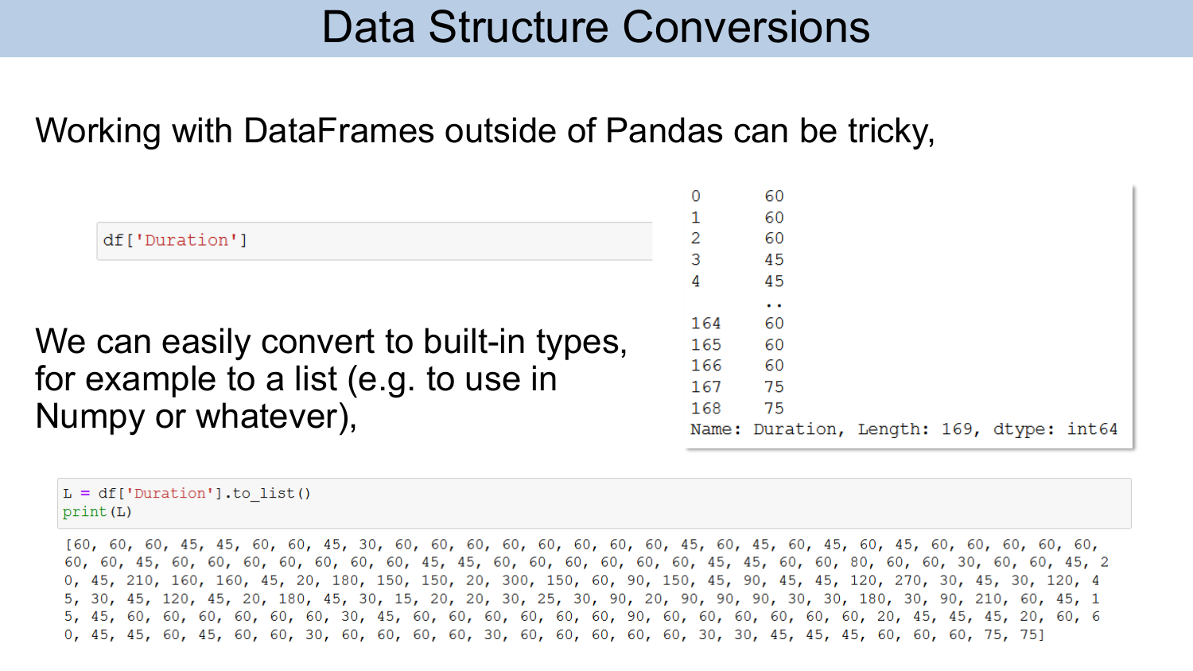# Data Structure Conversions

Working with DataFrames outside of Pandas can be tricky,

```
df['Duration']
```

```
0      60
1      60
2      60
3      45
4      45
       ..
164    60
165    60
166    60
167    75
168    75
Name: Duration, Length: 169, dtype: int64
```

We can easily convert to built-in types, for example to a list (e.g. to use in Numpy or whatever),

```
L = df['Duration'].to_list()
print(L)
```

```
[60, 60, 60, 45, 45, 60, 60, 45, 30, 60, 60, 60, 60, 60, 60, 60, 60, 45, 60, 45, 60, 45, 60, 45, 60, 60, 60, 60, 60,
60, 60, 45, 60, 60, 60, 60, 60, 60, 45, 45, 60, 60, 60, 60, 60, 45, 45, 60, 60, 80, 60, 60, 30, 60, 60, 45, 2
0, 45, 210, 160, 160, 45, 20, 180, 150, 150, 20, 300, 150, 60, 90, 150, 45, 90, 45, 45, 120, 270, 30, 45, 30, 120, 4
5, 30, 45, 120, 45, 20, 180, 45, 30, 15, 20, 20, 30, 25, 30, 90, 20, 90, 90, 90, 30, 30, 180, 30, 90, 210, 60, 45, 1
5, 45, 60, 60, 60, 60, 60, 60, 30, 45, 60, 60, 60, 60, 60, 60, 90, 60, 60, 60, 60, 60, 60, 20, 45, 45, 45, 20, 60, 6
0, 45, 45, 60, 45, 60, 60, 30, 60, 60, 60, 60, 30, 60, 60, 60, 60, 60, 30, 30, 45, 45, 45, 60, 60, 60, 75, 75]
```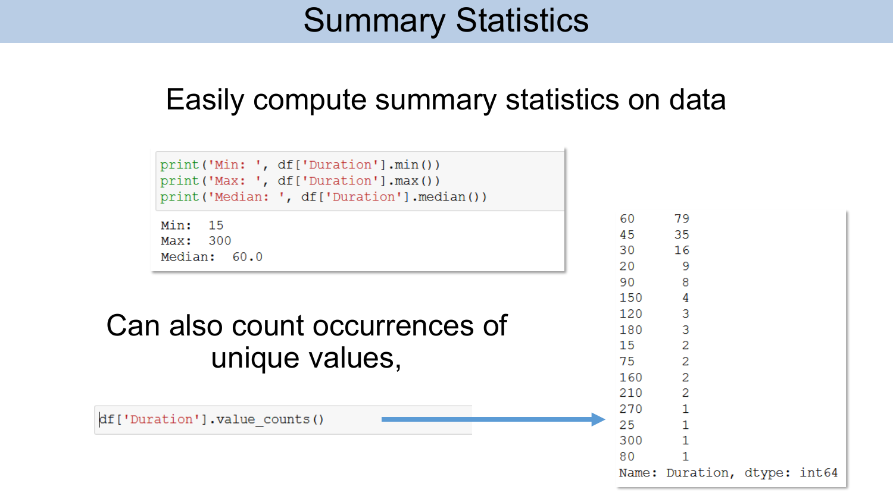# Summary Statistics

Easily compute summary statistics on data

```
print('Min: ', df['Duration'].min())
print('Max: ', df['Duration'].max())
print('Median: ', df['Duration'].median())
```

```
Min:  15
Max:  300
Median:  60.0
```

Can also count occurrences of unique values,

```
df['Duration'].value_counts()
```

```
60     79
45     35
30     16
20      9
90      8
150     4
120     3
180     3
15      2
75      2
160     2
210     2
270     1
25      1
300     1
80      1
Name: Duration, dtype: int64
```